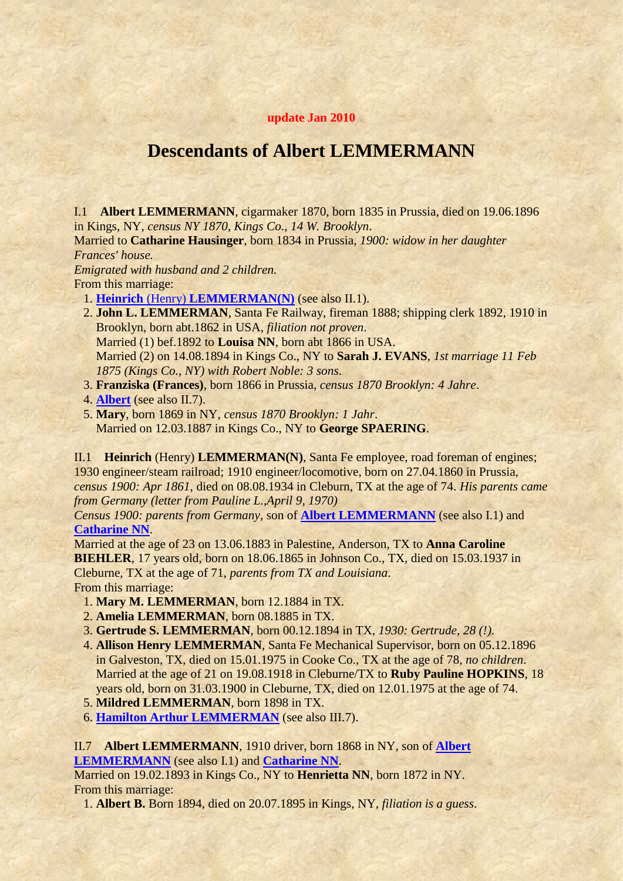**update Jan 2010**

# Descendants of Albert LEMMERMANN

I.1 **Albert LEMMERMANN**, cigarmaker 1870, born 1835 in Prussia, died on 19.06.1896 in Kings, NY, *census NY 1870, Kings Co., 14 W. Brooklyn*.
Married to **Catharine Hausinger**, born 1834 in Prussia, *1900: widow in her daughter Frances' house.*
*Emigrated with husband and 2 children.*
From this marriage:

1. **Heinrich** (Henry) **LEMMERMAN(N)** (see also II.1).
2. **John L. LEMMERMAN**, Santa Fe Railway, fireman 1888; shipping clerk 1892, 1910 in Brooklyn, born abt.1862 in USA, *filiation not proven*.
   Married (1) bef.1892 to **Louisa NN**, born abt 1866 in USA.
   Married (2) on 14.08.1894 in Kings Co., NY to **Sarah J. EVANS**, *1st marriage 11 Feb 1875 (Kings Co., NY) with Robert Noble: 3 sons*.
3. **Franziska (Frances)**, born 1866 in Prussia, *census 1870 Brooklyn: 4 Jahre*.
4. **Albert** (see also II.7).
5. **Mary**, born 1869 in NY, *census 1870 Brooklyn: 1 Jahr*.
   Married on 12.03.1887 in Kings Co., NY to **George SPAERING**.

II.1 **Heinrich** (Henry) **LEMMERMAN(N)**, Santa Fe employee, road foreman of engines; 1930 engineer/steam railroad; 1910 engineer/locomotive, born on 27.04.1860 in Prussia, *census 1900: Apr 1861*, died on 08.08.1934 in Cleburn, TX at the age of 74. *His parents came from Germany (letter from Pauline L.,April 9, 1970)*
*Census 1900: parents from Germany*, son of **Albert LEMMERMANN** (see also I.1) and **Catharine NN**.
Married at the age of 23 on 13.06.1883 in Palestine, Anderson, TX to **Anna Caroline BIEHLER**, 17 years old, born on 18.06.1865 in Johnson Co., TX, died on 15.03.1937 in Cleburne, TX at the age of 71, *parents from TX and Louisiana*.
From this marriage:

1. **Mary M. LEMMERMAN**, born 12.1884 in TX.
2. **Amelia LEMMERMAN**, born 08.1885 in TX.
3. **Gertrude S. LEMMERMAN**, born 00.12.1894 in TX, *1930: Gertrude, 28 (!)*.
4. **Allison Henry LEMMERMAN**, Santa Fe Mechanical Supervisor, born on 05.12.1896 in Galveston, TX, died on 15.01.1975 in Cooke Co., TX at the age of 78, *no children*.
   Married at the age of 21 on 19.08.1918 in Cleburne/TX to **Ruby Pauline HOPKINS**, 18 years old, born on 31.03.1900 in Cleburne, TX, died on 12.01.1975 at the age of 74.
5. **Mildred LEMMERMAN**, born 1898 in TX.
6. **Hamilton Arthur LEMMERMAN** (see also III.7).

II.7 **Albert LEMMERMANN**, 1910 driver, born 1868 in NY, son of **Albert LEMMERMANN** (see also I.1) and **Catharine NN**.
Married on 19.02.1893 in Kings Co., NY to **Henrietta NN**, born 1872 in NY.
From this marriage:

1. **Albert B.** Born 1894, died on 20.07.1895 in Kings, NY, *filiation is a guess*.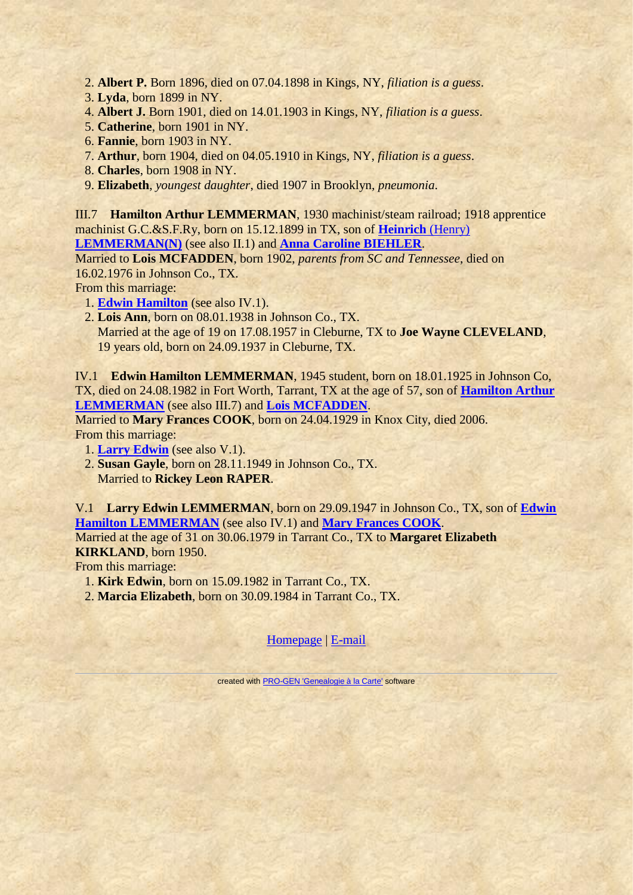2. **Albert P.** Born 1896, died on 07.04.1898 in Kings, NY, *filiation is a guess*.
3. **Lyda**, born 1899 in NY.
4. **Albert J.** Born 1901, died on 14.01.1903 in Kings, NY, *filiation is a guess*.
5. **Catherine**, born 1901 in NY.
6. **Fannie**, born 1903 in NY.
7. **Arthur**, born 1904, died on 04.05.1910 in Kings, NY, *filiation is a guess*.
8. **Charles**, born 1908 in NY.
9. **Elizabeth**, *youngest daughter*, died 1907 in Brooklyn, *pneumonia*.

III.7 **Hamilton Arthur LEMMERMAN**, 1930 machinist/steam railroad; 1918 apprentice machinist G.C.&S.F.Ry, born on 15.12.1899 in TX, son of **Heinrich** (Henry) **LEMMERMAN(N)** (see also II.1) and **Anna Caroline BIEHLER**.
Married to **Lois MCFADDEN**, born 1902, *parents from SC and Tennessee*, died on 16.02.1976 in Johnson Co., TX.
From this marriage:

1. **Edwin Hamilton** (see also IV.1).
2. **Lois Ann**, born on 08.01.1938 in Johnson Co., TX.
   Married at the age of 19 on 17.08.1957 in Cleburne, TX to **Joe Wayne CLEVELAND**, 19 years old, born on 24.09.1937 in Cleburne, TX.

IV.1 **Edwin Hamilton LEMMERMAN**, 1945 student, born on 18.01.1925 in Johnson Co, TX, died on 24.08.1982 in Fort Worth, Tarrant, TX at the age of 57, son of **Hamilton Arthur LEMMERMAN** (see also III.7) and **Lois MCFADDEN**.
Married to **Mary Frances COOK**, born on 24.04.1929 in Knox City, died 2006.
From this marriage:

1. **Larry Edwin** (see also V.1).
2. **Susan Gayle**, born on 28.11.1949 in Johnson Co., TX.
   Married to **Rickey Leon RAPER**.

V.1 **Larry Edwin LEMMERMAN**, born on 29.09.1947 in Johnson Co., TX, son of **Edwin Hamilton LEMMERMAN** (see also IV.1) and **Mary Frances COOK**.
Married at the age of 31 on 30.06.1979 in Tarrant Co., TX to **Margaret Elizabeth KIRKLAND**, born 1950.
From this marriage:

1. **Kirk Edwin**, born on 15.09.1982 in Tarrant Co., TX.
2. **Marcia Elizabeth**, born on 30.09.1984 in Tarrant Co., TX.

Homepage | E-mail

created with PRO-GEN 'Genealogie à la Carte' software